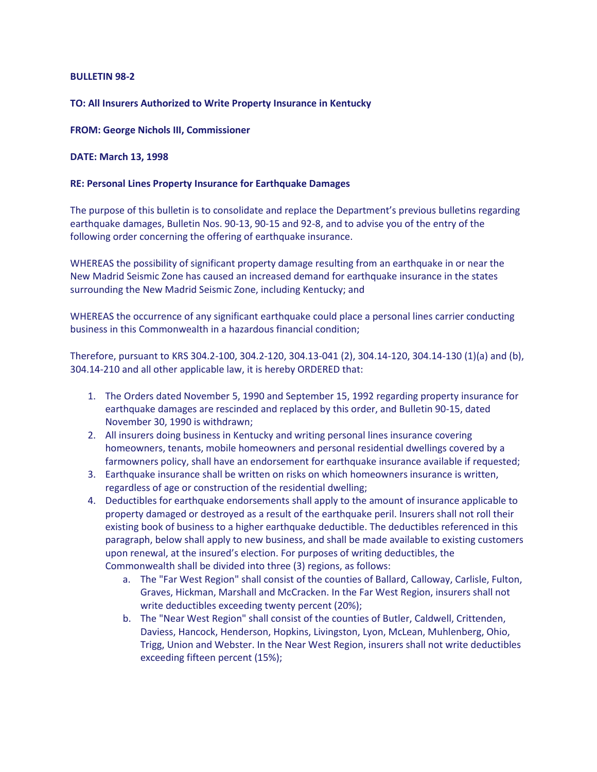**BULLETIN 98-2**

**TO: All Insurers Authorized to Write Property Insurance in Kentucky**

**FROM: George Nichols III, Commissioner**

**DATE: March 13, 1998**

**RE: Personal Lines Property Insurance for Earthquake Damages**

The purpose of this bulletin is to consolidate and replace the Department's previous bulletins regarding earthquake damages, Bulletin Nos. 90-13, 90-15 and 92-8, and to advise you of the entry of the following order concerning the offering of earthquake insurance.

WHEREAS the possibility of significant property damage resulting from an earthquake in or near the New Madrid Seismic Zone has caused an increased demand for earthquake insurance in the states surrounding the New Madrid Seismic Zone, including Kentucky; and

WHEREAS the occurrence of any significant earthquake could place a personal lines carrier conducting business in this Commonwealth in a hazardous financial condition;

Therefore, pursuant to KRS 304.2-100, 304.2-120, 304.13-041 (2), 304.14-120, 304.14-130 (1)(a) and (b), 304.14-210 and all other applicable law, it is hereby ORDERED that:

1. The Orders dated November 5, 1990 and September 15, 1992 regarding property insurance for earthquake damages are rescinded and replaced by this order, and Bulletin 90-15, dated November 30, 1990 is withdrawn;
2. All insurers doing business in Kentucky and writing personal lines insurance covering homeowners, tenants, mobile homeowners and personal residential dwellings covered by a farmowners policy, shall have an endorsement for earthquake insurance available if requested;
3. Earthquake insurance shall be written on risks on which homeowners insurance is written, regardless of age or construction of the residential dwelling;
4. Deductibles for earthquake endorsements shall apply to the amount of insurance applicable to property damaged or destroyed as a result of the earthquake peril. Insurers shall not roll their existing book of business to a higher earthquake deductible. The deductibles referenced in this paragraph, below shall apply to new business, and shall be made available to existing customers upon renewal, at the insured's election. For purposes of writing deductibles, the Commonwealth shall be divided into three (3) regions, as follows:
    a. The "Far West Region" shall consist of the counties of Ballard, Calloway, Carlisle, Fulton, Graves, Hickman, Marshall and McCracken. In the Far West Region, insurers shall not write deductibles exceeding twenty percent (20%);
    b. The "Near West Region" shall consist of the counties of Butler, Caldwell, Crittenden, Daviess, Hancock, Henderson, Hopkins, Livingston, Lyon, McLean, Muhlenberg, Ohio, Trigg, Union and Webster. In the Near West Region, insurers shall not write deductibles exceeding fifteen percent (15%);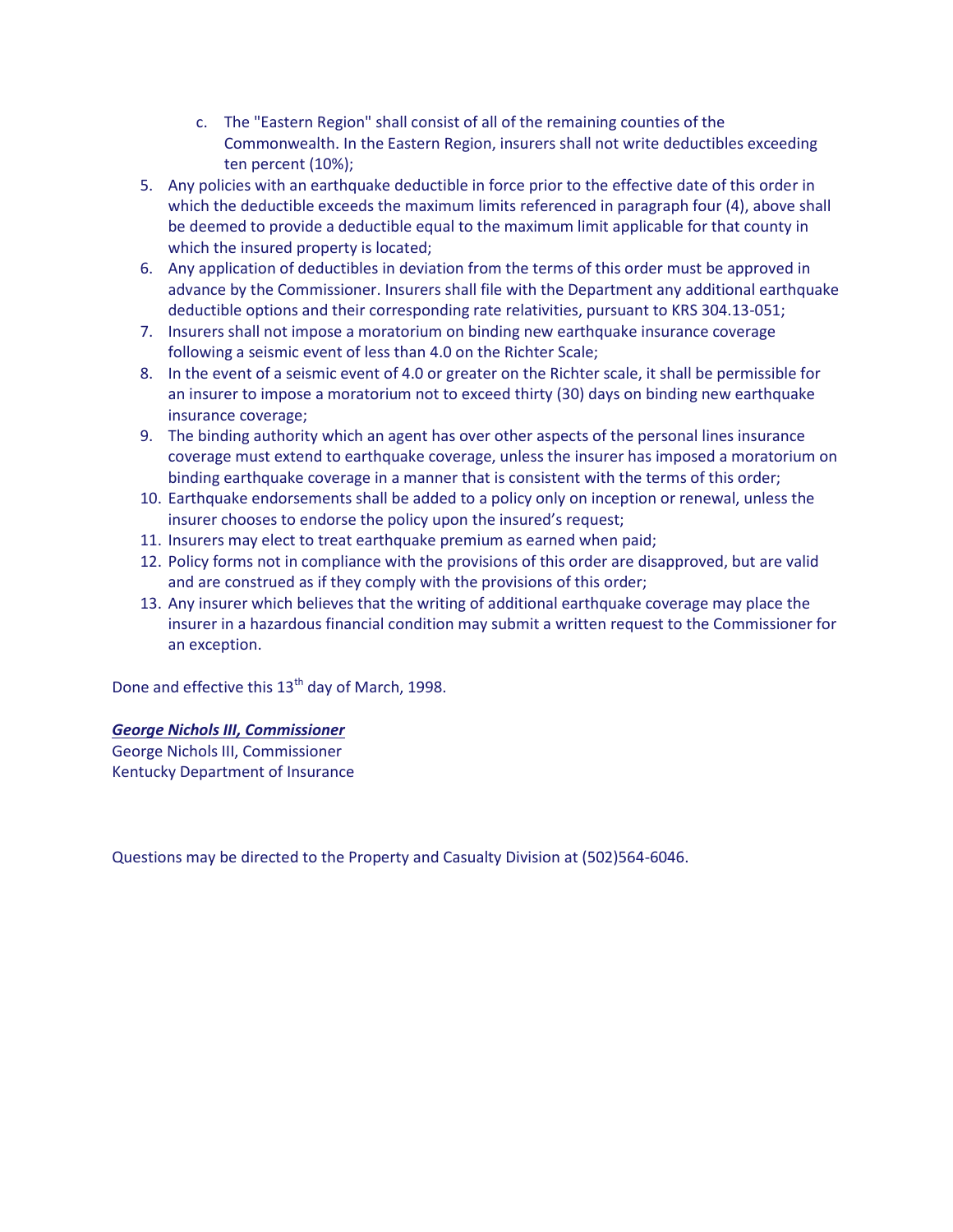c. The "Eastern Region" shall consist of all of the remaining counties of the Commonwealth. In the Eastern Region, insurers shall not write deductibles exceeding ten percent (10%);

5. Any policies with an earthquake deductible in force prior to the effective date of this order in which the deductible exceeds the maximum limits referenced in paragraph four (4), above shall be deemed to provide a deductible equal to the maximum limit applicable for that county in which the insured property is located;
6. Any application of deductibles in deviation from the terms of this order must be approved in advance by the Commissioner. Insurers shall file with the Department any additional earthquake deductible options and their corresponding rate relativities, pursuant to KRS 304.13-051;
7. Insurers shall not impose a moratorium on binding new earthquake insurance coverage following a seismic event of less than 4.0 on the Richter Scale;
8. In the event of a seismic event of 4.0 or greater on the Richter scale, it shall be permissible for an insurer to impose a moratorium not to exceed thirty (30) days on binding new earthquake insurance coverage;
9. The binding authority which an agent has over other aspects of the personal lines insurance coverage must extend to earthquake coverage, unless the insurer has imposed a moratorium on binding earthquake coverage in a manner that is consistent with the terms of this order;
10. Earthquake endorsements shall be added to a policy only on inception or renewal, unless the insurer chooses to endorse the policy upon the insured's request;
11. Insurers may elect to treat earthquake premium as earned when paid;
12. Policy forms not in compliance with the provisions of this order are disapproved, but are valid and are construed as if they comply with the provisions of this order;
13. Any insurer which believes that the writing of additional earthquake coverage may place the insurer in a hazardous financial condition may submit a written request to the Commissioner for an exception.

Done and effective this 13th day of March, 1998.

***George Nichols III, Commissioner***

George Nichols III, Commissioner
Kentucky Department of Insurance

Questions may be directed to the Property and Casualty Division at (502)564-6046.